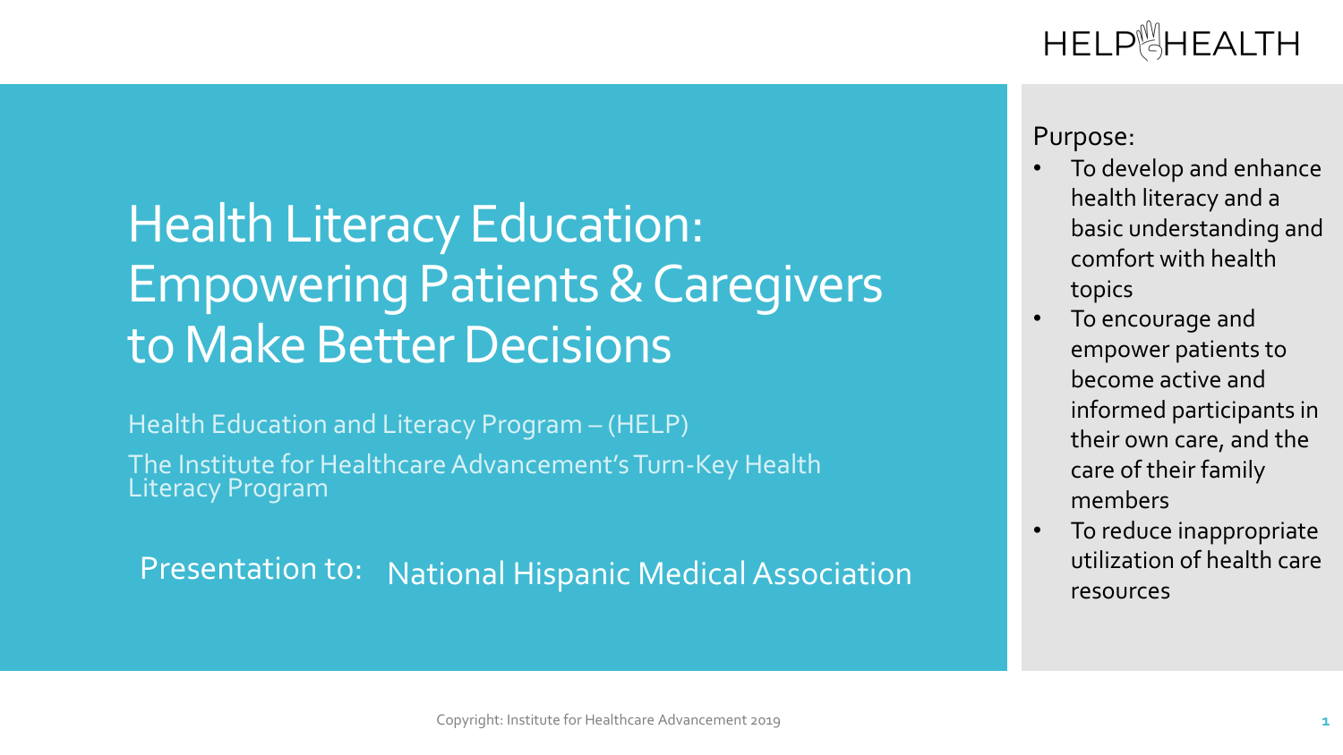HELP HEALTH

# Health Literacy Education: Empowering Patients & Caregivers to Make Better Decisions

Health Education and Literacy Program – (HELP)

The Institute for Healthcare Advancement's Turn-Key Health Literacy Program

Presentation to: National Hispanic Medical Association

Purpose:

- To develop and enhance health literacy and a basic understanding and comfort with health topics
- To encourage and empower patients to become active and informed participants in their own care, and the care of their family members
- To reduce inappropriate utilization of health care resources

Copyright: Institute for Healthcare Advancement 2019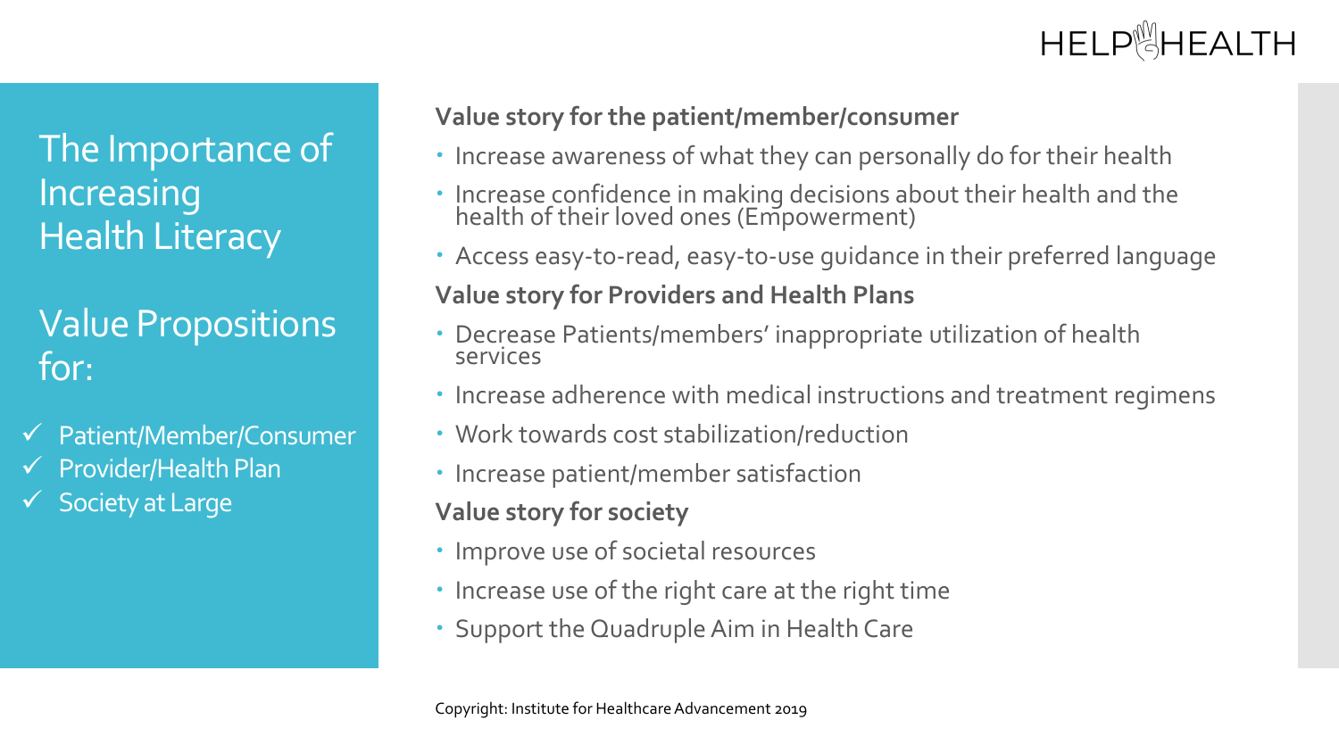# The Importance of Increasing Health Literacy

## Value Propositions for:

- ✓ Patient/Member/Consumer
- ✓ Provider/Health Plan
- ✓ Society at Large

**Value story for the patient/member/consumer**

- Increase awareness of what they can personally do for their health
- Increase confidence in making decisions about their health and the health of their loved ones (Empowerment)
- Access easy-to-read, easy-to-use guidance in their preferred language

**Value story for Providers and Health Plans**

- Decrease Patients/members' inappropriate utilization of health services
- Increase adherence with medical instructions and treatment regimens
- Work towards cost stabilization/reduction
- Increase patient/member satisfaction

**Value story for society**

- Improve use of societal resources
- Increase use of the right care at the right time
- Support the Quadruple Aim in Health Care

Copyright: Institute for Healthcare Advancement 2019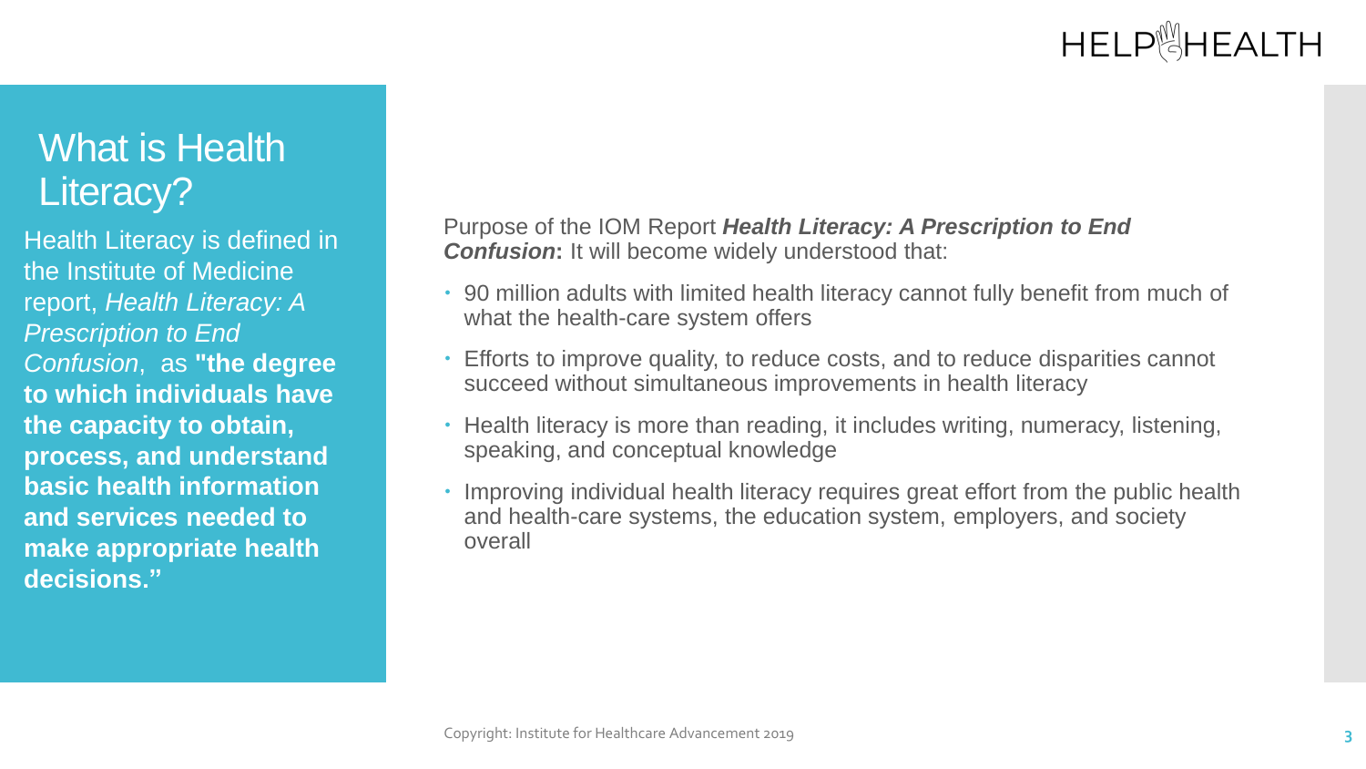# What is Health Literacy?

Health Literacy is defined in the Institute of Medicine report, *Health Literacy: A Prescription to End Confusion*, as **"the degree to which individuals have the capacity to obtain, process, and understand basic health information and services needed to make appropriate health decisions."**

Purpose of the IOM Report ***Health Literacy: A Prescription to End Confusion*****:** It will become widely understood that:

- 90 million adults with limited health literacy cannot fully benefit from much of what the health-care system offers
- Efforts to improve quality, to reduce costs, and to reduce disparities cannot succeed without simultaneous improvements in health literacy
- Health literacy is more than reading, it includes writing, numeracy, listening, speaking, and conceptual knowledge
- Improving individual health literacy requires great effort from the public health and health-care systems, the education system, employers, and society overall

Copyright: Institute for Healthcare Advancement 2019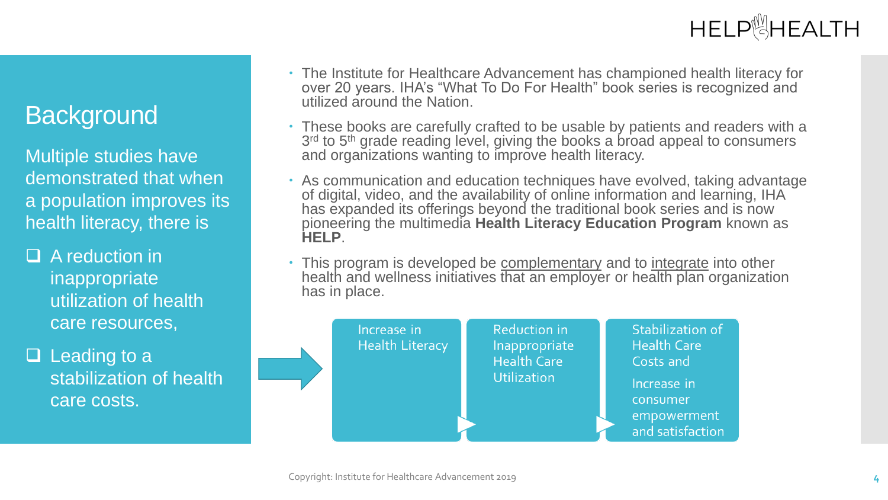# Background

Multiple studies have demonstrated that when a population improves its health literacy, there is

- A reduction in inappropriate utilization of health care resources,
- Leading to a stabilization of health care costs.

- The Institute for Healthcare Advancement has championed health literacy for over 20 years. IHA's "What To Do For Health" book series is recognized and utilized around the Nation.
- These books are carefully crafted to be usable by patients and readers with a 3rd to 5th grade reading level, giving the books a broad appeal to consumers and organizations wanting to improve health literacy.
- As communication and education techniques have evolved, taking advantage of digital, video, and the availability of online information and learning, IHA has expanded its offerings beyond the traditional book series and is now pioneering the multimedia **Health Literacy Education Program** known as **HELP**.
- This program is developed be complementary and to integrate into other health and wellness initiatives that an employer or health plan organization has in place.

Increase in Health Literacy → Reduction in Inappropriate Health Care Utilization → Stabilization of Health Care Costs and Increase in consumer empowerment and satisfaction

Copyright: Institute for Healthcare Advancement 2019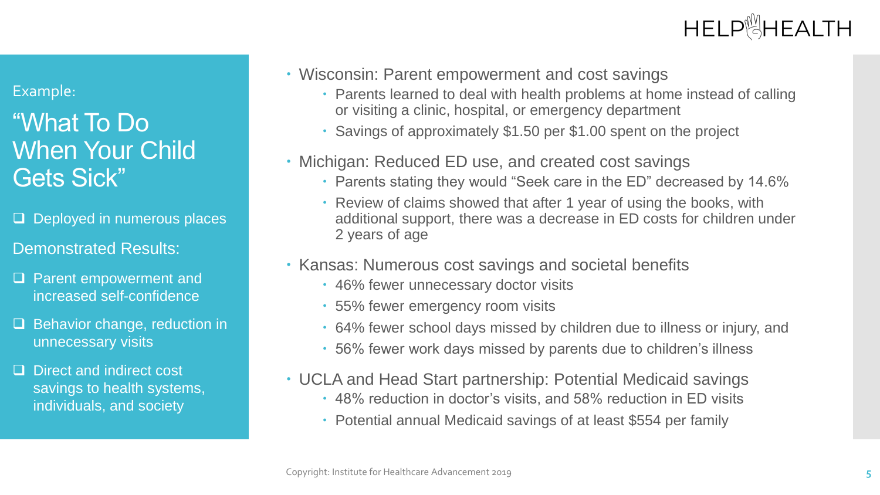Example:

# "What To Do When Your Child Gets Sick"

- ❑ Deployed in numerous places

Demonstrated Results:

- ❑ Parent empowerment and increased self-confidence
- ❑ Behavior change, reduction in unnecessary visits
- ❑ Direct and indirect cost savings to health systems, individuals, and society

- Wisconsin: Parent empowerment and cost savings
  - Parents learned to deal with health problems at home instead of calling or visiting a clinic, hospital, or emergency department
  - Savings of approximately $1.50 per $1.00 spent on the project
- Michigan: Reduced ED use, and created cost savings
  - Parents stating they would "Seek care in the ED" decreased by 14.6%
  - Review of claims showed that after 1 year of using the books, with additional support, there was a decrease in ED costs for children under 2 years of age
- Kansas: Numerous cost savings and societal benefits
  - 46% fewer unnecessary doctor visits
  - 55% fewer emergency room visits
  - 64% fewer school days missed by children due to illness or injury, and
  - 56% fewer work days missed by parents due to children's illness
- UCLA and Head Start partnership: Potential Medicaid savings
  - 48% reduction in doctor's visits, and 58% reduction in ED visits
  - Potential annual Medicaid savings of at least $554 per family

Copyright: Institute for Healthcare Advancement 2019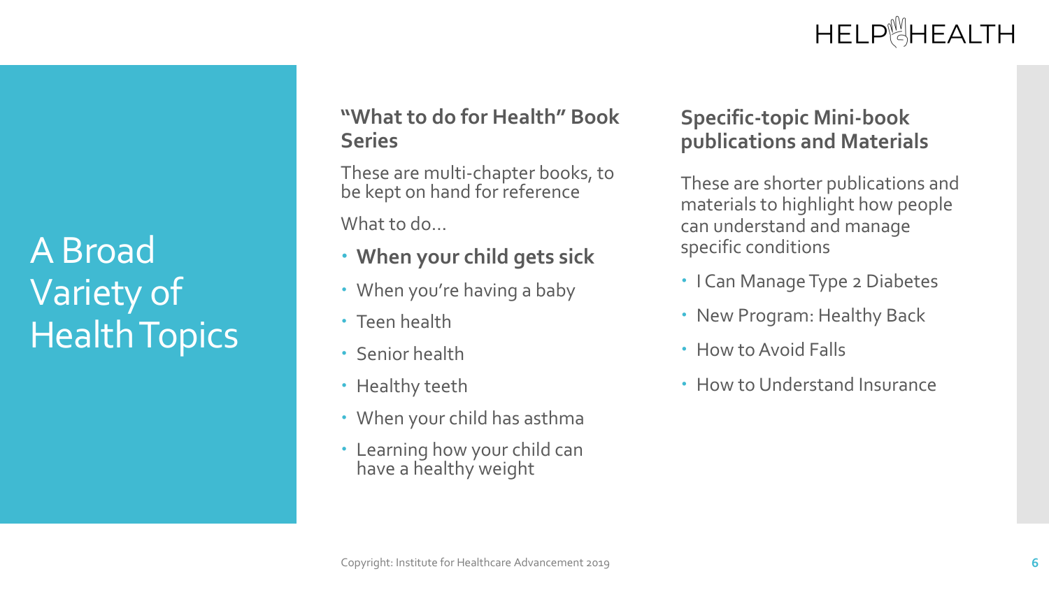# A Broad Variety of Health Topics

## "What to do for Health" Book Series

These are multi-chapter books, to be kept on hand for reference

What to do…

- **When your child gets sick**
- When you're having a baby
- Teen health
- Senior health
- Healthy teeth
- When your child has asthma
- Learning how your child can have a healthy weight

## Specific-topic Mini-book publications and Materials

These are shorter publications and materials to highlight how people can understand and manage specific conditions

- I Can Manage Type 2 Diabetes
- New Program: Healthy Back
- How to Avoid Falls
- How to Understand Insurance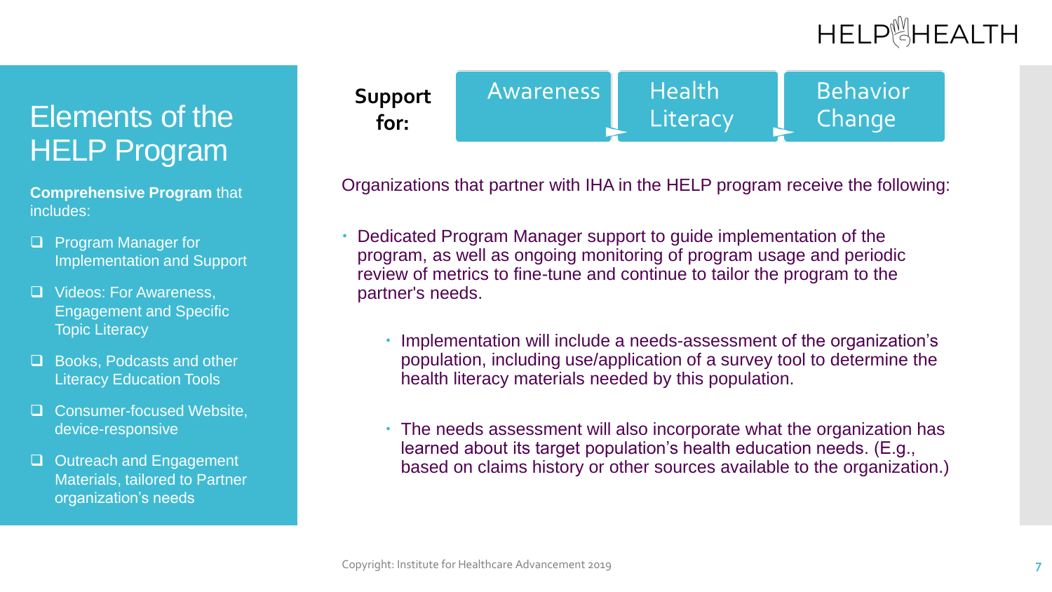# Elements of the HELP Program

**Comprehensive Program** that includes:

- Program Manager for Implementation and Support
- Videos: For Awareness, Engagement and Specific Topic Literacy
- Books, Podcasts and other Literacy Education Tools
- Consumer-focused Website, device-responsive
- Outreach and Engagement Materials, tailored to Partner organization's needs

**Support for:** Awareness → Health Literacy → Behavior Change

Organizations that partner with IHA in the HELP program receive the following:

- Dedicated Program Manager support to guide implementation of the program, as well as ongoing monitoring of program usage and periodic review of metrics to fine-tune and continue to tailor the program to the partner's needs.
  - Implementation will include a needs-assessment of the organization's population, including use/application of a survey tool to determine the health literacy materials needed by this population.
  - The needs assessment will also incorporate what the organization has learned about its target population's health education needs. (E.g., based on claims history or other sources available to the organization.)

Copyright: Institute for Healthcare Advancement 2019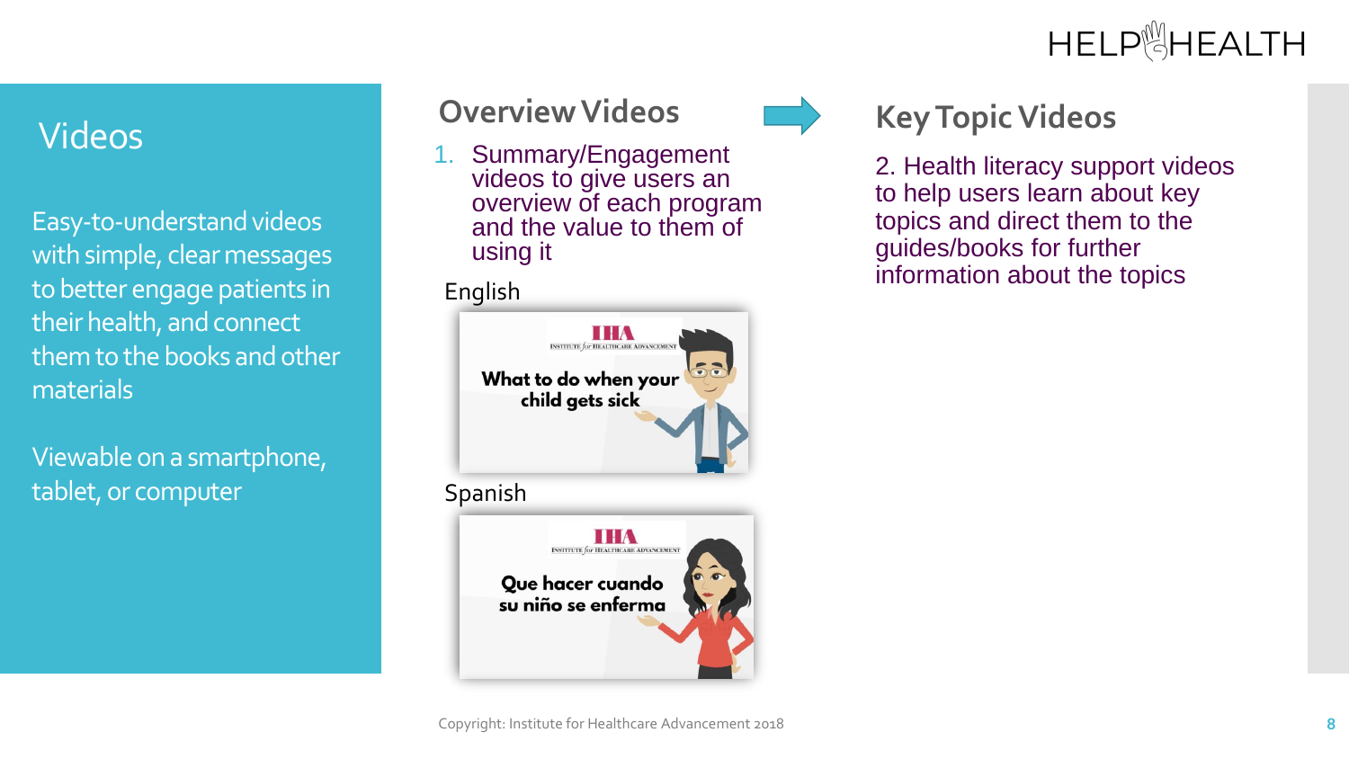# Videos

Easy-to-understand videos with simple, clear messages to better engage patients in their health, and connect them to the books and other materials

Viewable on a smartphone, tablet, or computer

## Overview Videos

1. Summary/Engagement videos to give users an overview of each program and the value to them of using it

English

Spanish

## Key Topic Videos

2. Health literacy support videos to help users learn about key topics and direct them to the guides/books for further information about the topics

Copyright: Institute for Healthcare Advancement 2018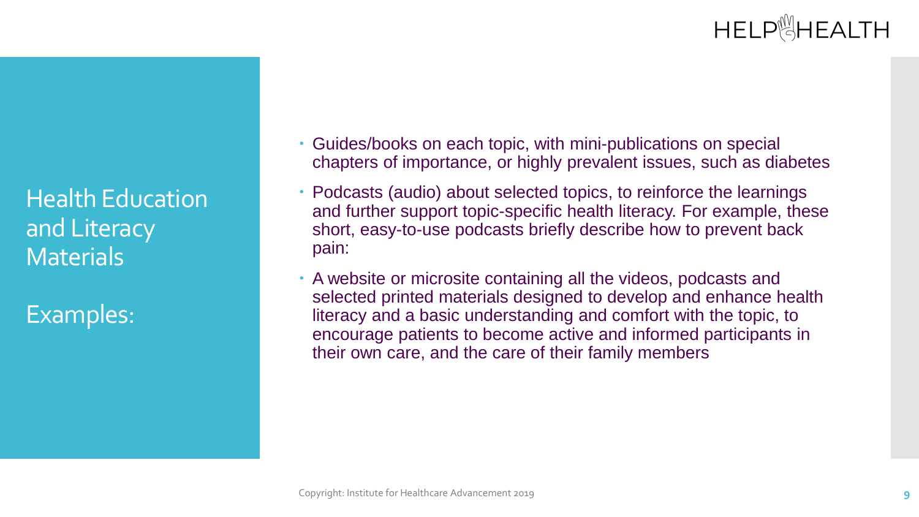## Health Education and Literacy Materials

## Examples:

- Guides/books on each topic, with mini-publications on special chapters of importance, or highly prevalent issues, such as diabetes
- Podcasts (audio) about selected topics, to reinforce the learnings and further support topic-specific health literacy. For example, these short, easy-to-use podcasts briefly describe how to prevent back pain:
- A website or microsite containing all the videos, podcasts and selected printed materials designed to develop and enhance health literacy and a basic understanding and comfort with the topic, to encourage patients to become active and informed participants in their own care, and the care of their family members

Copyright: Institute for Healthcare Advancement 2019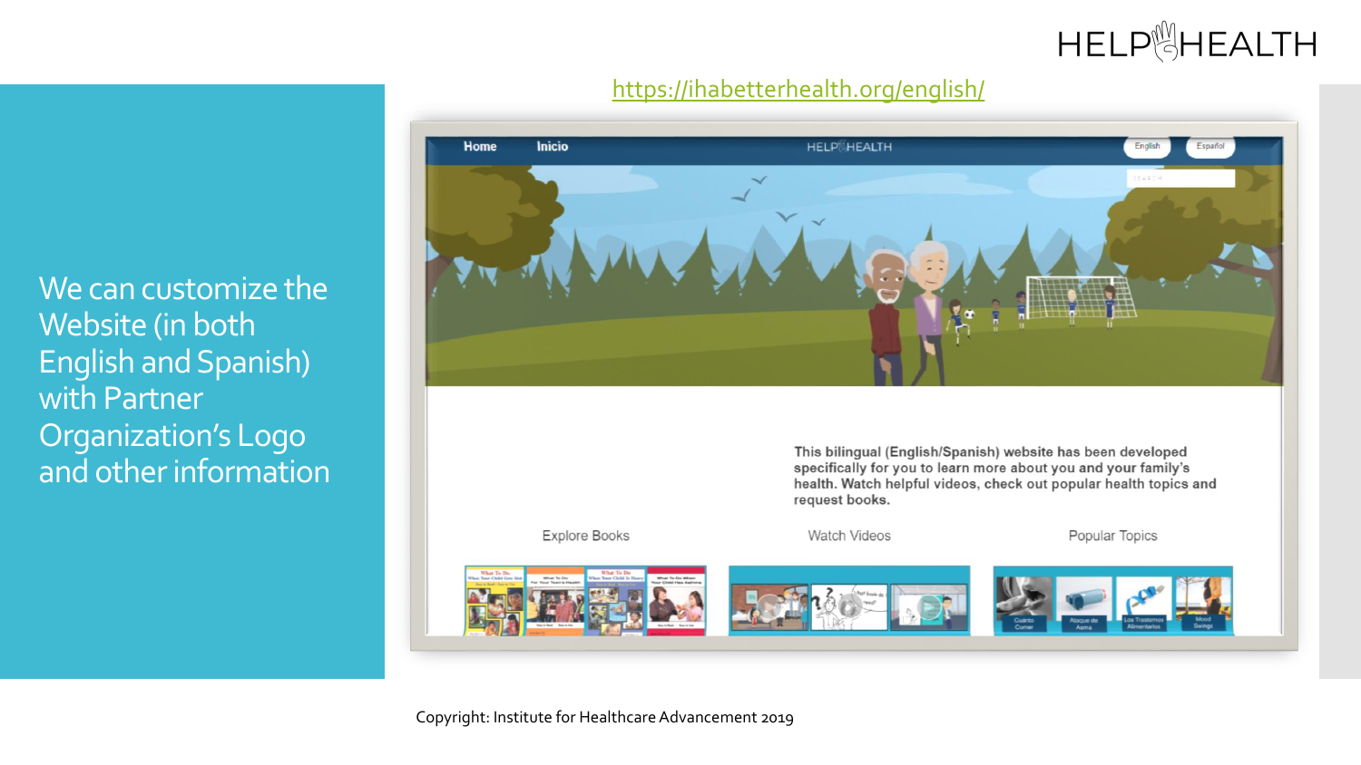We can customize the Website (in both English and Spanish) with Partner Organization's Logo and other information

https://ihabetterhealth.org/english/

Home | Inicio | HELP HEALTH | English | Español

This bilingual (English/Spanish) website has been developed specifically for you to learn more about you and your family's health. Watch helpful videos, check out popular health topics and request books.

Explore Books | Watch Videos | Popular Topics

Copyright: Institute for Healthcare Advancement 2019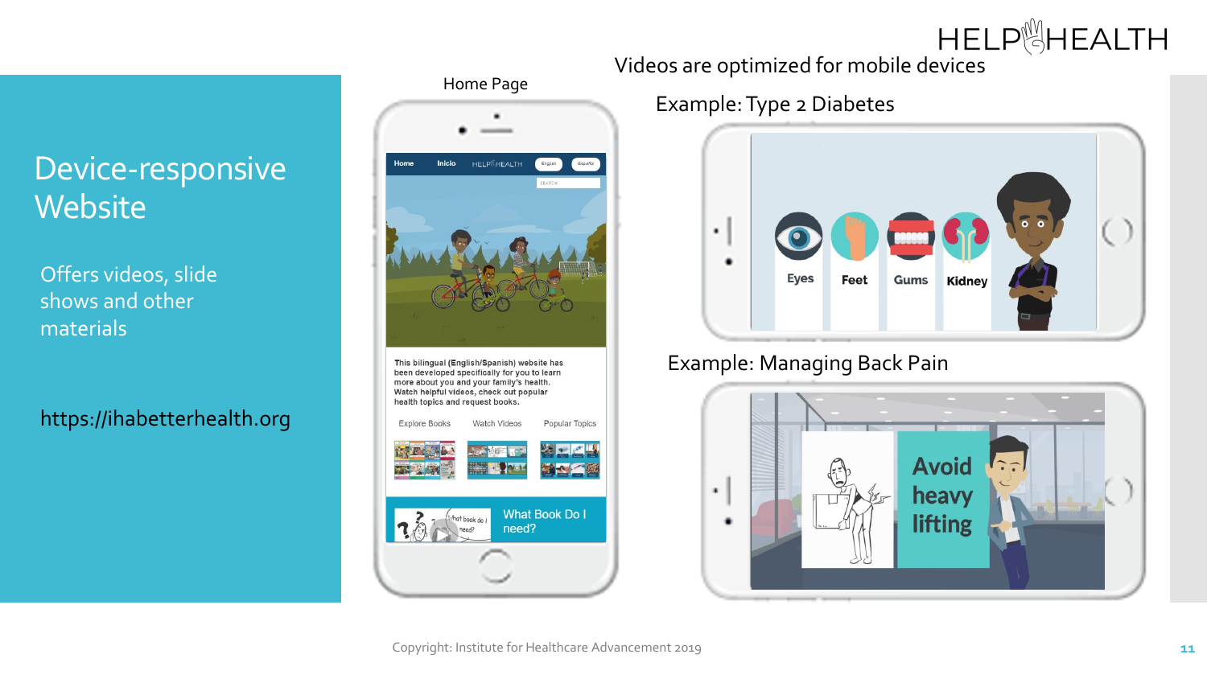# Device-responsive Website

Offers videos, slide shows and other materials

https://ihabetterhealth.org

Home Page

Videos are optimized for mobile devices

Example: Type 2 Diabetes

Example: Managing Back Pain

Copyright: Institute for Healthcare Advancement 2019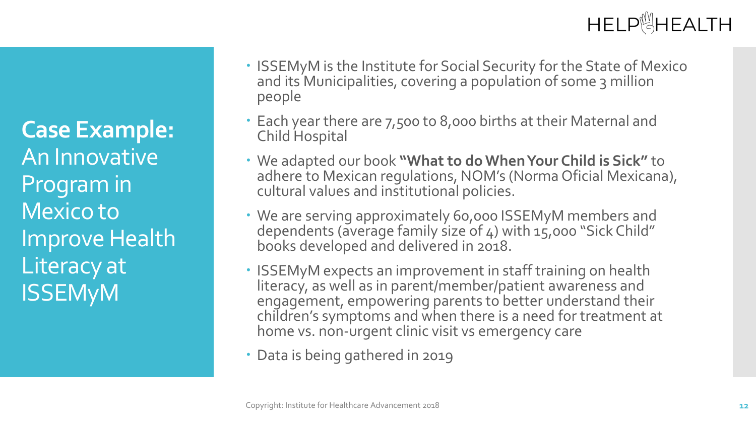## **Case Example:** An Innovative Program in Mexico to Improve Health Literacy at ISSEMyM

- ISSEMyM is the Institute for Social Security for the State of Mexico and its Municipalities, covering a population of some 3 million people
- Each year there are 7,500 to 8,000 births at their Maternal and Child Hospital
- We adapted our book **"What to do When Your Child is Sick"** to adhere to Mexican regulations, NOM's (Norma Oficial Mexicana), cultural values and institutional policies.
- We are serving approximately 60,000 ISSEMyM members and dependents (average family size of 4) with 15,000 "Sick Child" books developed and delivered in 2018.
- ISSEMyM expects an improvement in staff training on health literacy, as well as in parent/member/patient awareness and engagement, empowering parents to better understand their children's symptoms and when there is a need for treatment at home vs. non-urgent clinic visit vs emergency care
- Data is being gathered in 2019

Copyright: Institute for Healthcare Advancement 2018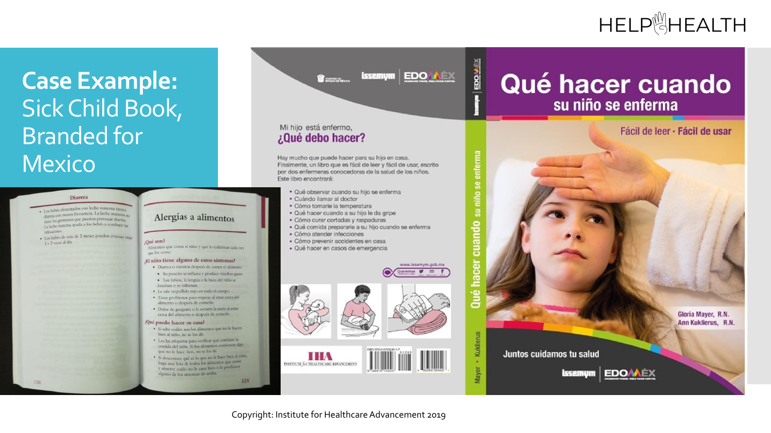# Case Example: Sick Child Book, Branded for Mexico

Mi hijo está enfermo,
**¿Qué debo hacer?**

Hay mucho que puede hacer para su hijo en casa. Finalmente, un libro que es fácil de leer y fácil de usar, escrito por dos enfermeras conocedoras de la salud de los niños. Este libro encontrará:

- Qué observar cuando su hijo se enferma
- Cuándo llamar al doctor
- Cómo tomarle la temperatura
- Qué hacer cuando a su hijo le da gripe
- Cómo curar cortadas y raspaduras
- Qué comida prepararle a su hijo cuando se enferma
- Cómo atender infecciones
- Cómo prevenir accidentes en casa
- Qué hacer en casos de emergencia

www.issemym.gob.mx

## Qué hacer cuando su niño se enferma

Fácil de leer · Fácil de usar

Gloria Mayer, R.N.
Ann Kuklierus, R.N.

Juntos cuidamos tu salud

### Diarrea

- Los bebés alimentados con leche materna tienen diarrea con menos frecuencia. La leche materna no tiene los gérmenes que pueden provocar diarrea. La leche materna ayuda a los bebés a combatir las infecciones.
- Los bebés de más de 2 meses pueden evacuar entre 1 y 2 veces al día.

### Alergias a alimentos

**¿Qué son?**
Alimentos que come el niño y que lo enferman cada vez que los come.

**¿El niño tiene alguno de estos síntomas?**
- Diarrea o vómitos después de comer el alimento
  - Su pancita se inflama y produce muchos gases
  - Los labios, la lengua o la boca del niño se hinchan o se inflaman.
- Le sale sarpullido rojo en todo el cuerpo.
- Tiene problemas para respirar al estar cerca del alimento o después de comerlo.
- Dolor de garganta o le escurre la nariz al estar cerca del alimento o después de comerlo.

**¿Qué puedo hacer en casa?**
- Si sabe cuáles son los alimentos que no le hacen bien al niño, no se los dé.
- Lea las etiquetas para verificar qué contiene la comida del niño. Si los alimentos contienen algo que no le hace bien, no se los dé.
- Si desconoce qué es lo que no le hace bien al niño, haga una lista de todos los alimentos que come y observe cuáles no le caen bien o le producen alguno de los síntomas de arriba.

Copyright: Institute for Healthcare Advancement 2019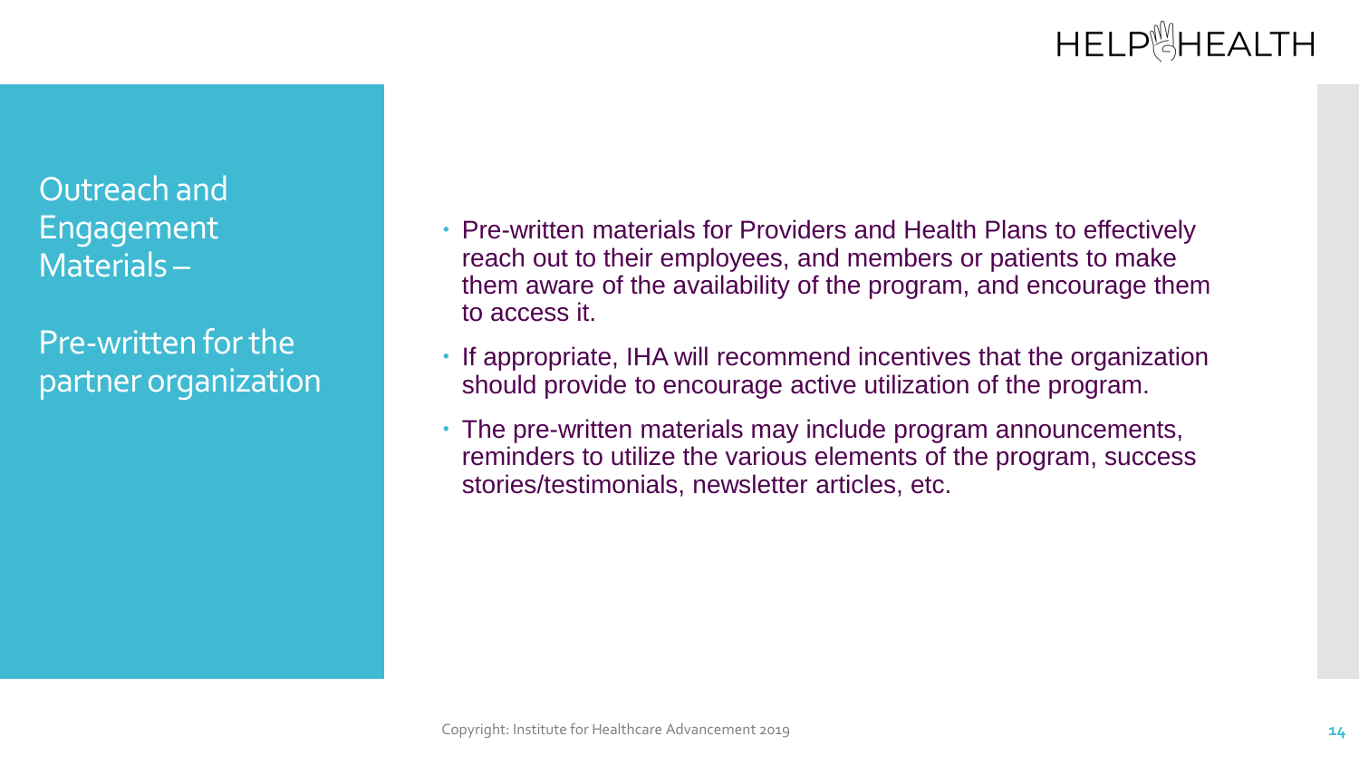## Outreach and Engagement Materials –

## Pre-written for the partner organization

- Pre-written materials for Providers and Health Plans to effectively reach out to their employees, and members or patients to make them aware of the availability of the program, and encourage them to access it.
- If appropriate, IHA will recommend incentives that the organization should provide to encourage active utilization of the program.
- The pre-written materials may include program announcements, reminders to utilize the various elements of the program, success stories/testimonials, newsletter articles, etc.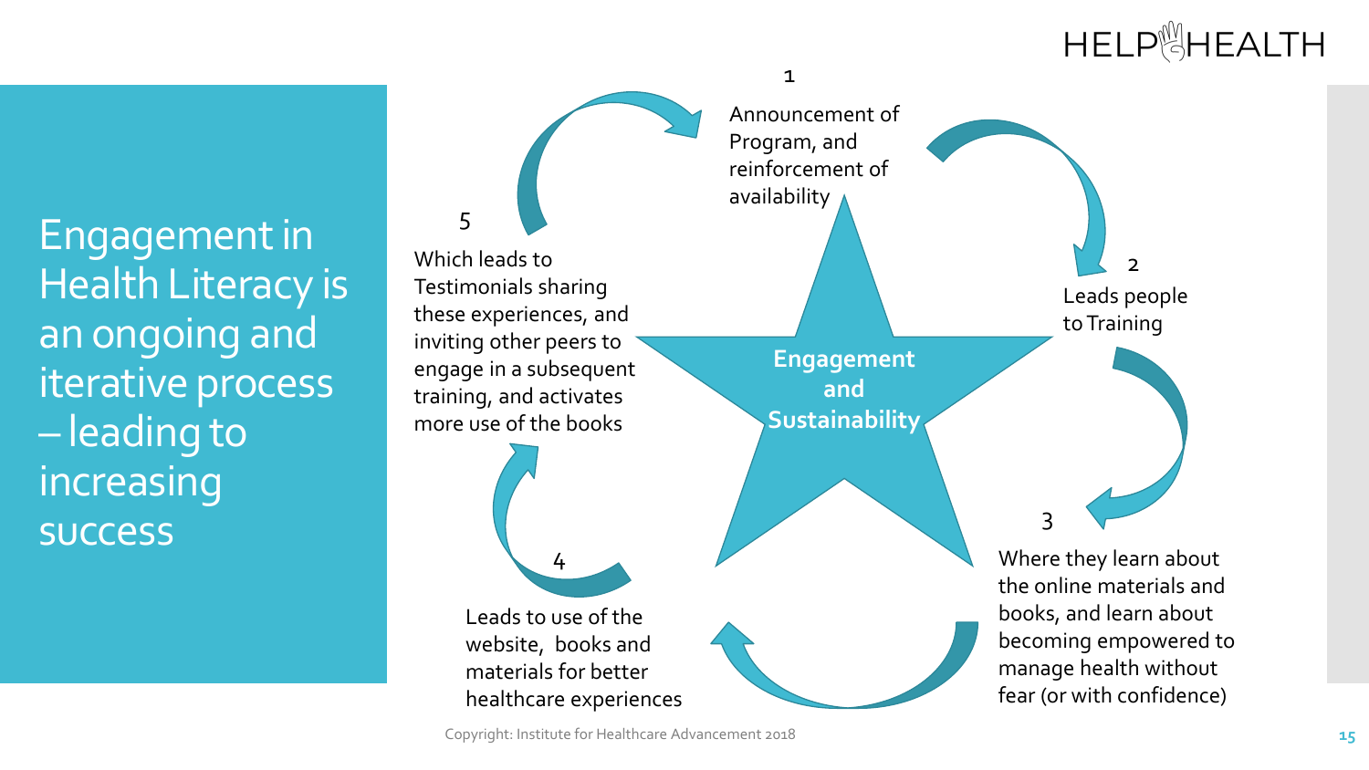# Engagement in Health Literacy is an ongoing and iterative process – leading to increasing success

**Engagement and Sustainability**

1

Announcement of Program, and reinforcement of availability

2

Leads people to Training

3

Where they learn about the online materials and books, and learn about becoming empowered to manage health without fear (or with confidence)

4

Leads to use of the website, books and materials for better healthcare experiences

5

Which leads to Testimonials sharing these experiences, and inviting other peers to engage in a subsequent training, and activates more use of the books

Copyright: Institute for Healthcare Advancement 2018